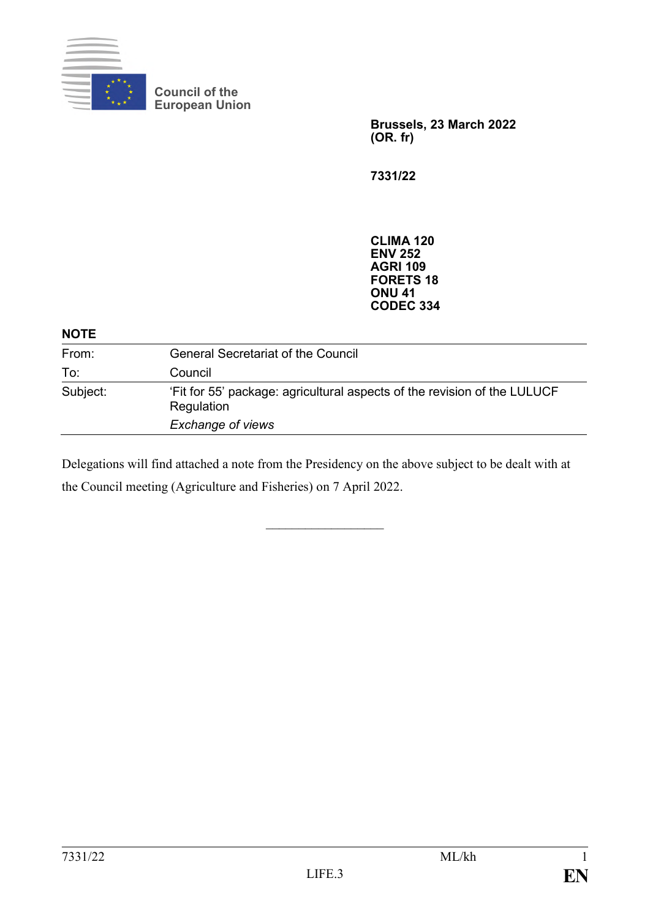Council of the European Union

**Brussels, 23 March 2022**
**(OR. fr)**

**7331/22**

**CLIMA 120**
**ENV 252**
**AGRI 109**
**FORETS 18**
**ONU 41**
**CODEC 334**

**NOTE**

| | |
|---|---|
| From: | General Secretariat of the Council |
| To: | Council |
| Subject: | ‘Fit for 55’ package: agricultural aspects of the revision of the LULUCF Regulation<br>*Exchange of views* |

Delegations will find attached a note from the Presidency on the above subject to be dealt with at the Council meeting (Agriculture and Fisheries) on 7 April 2022.

\_\_\_\_\_\_\_\_\_\_\_\_\_\_\_\_\_\_\_\_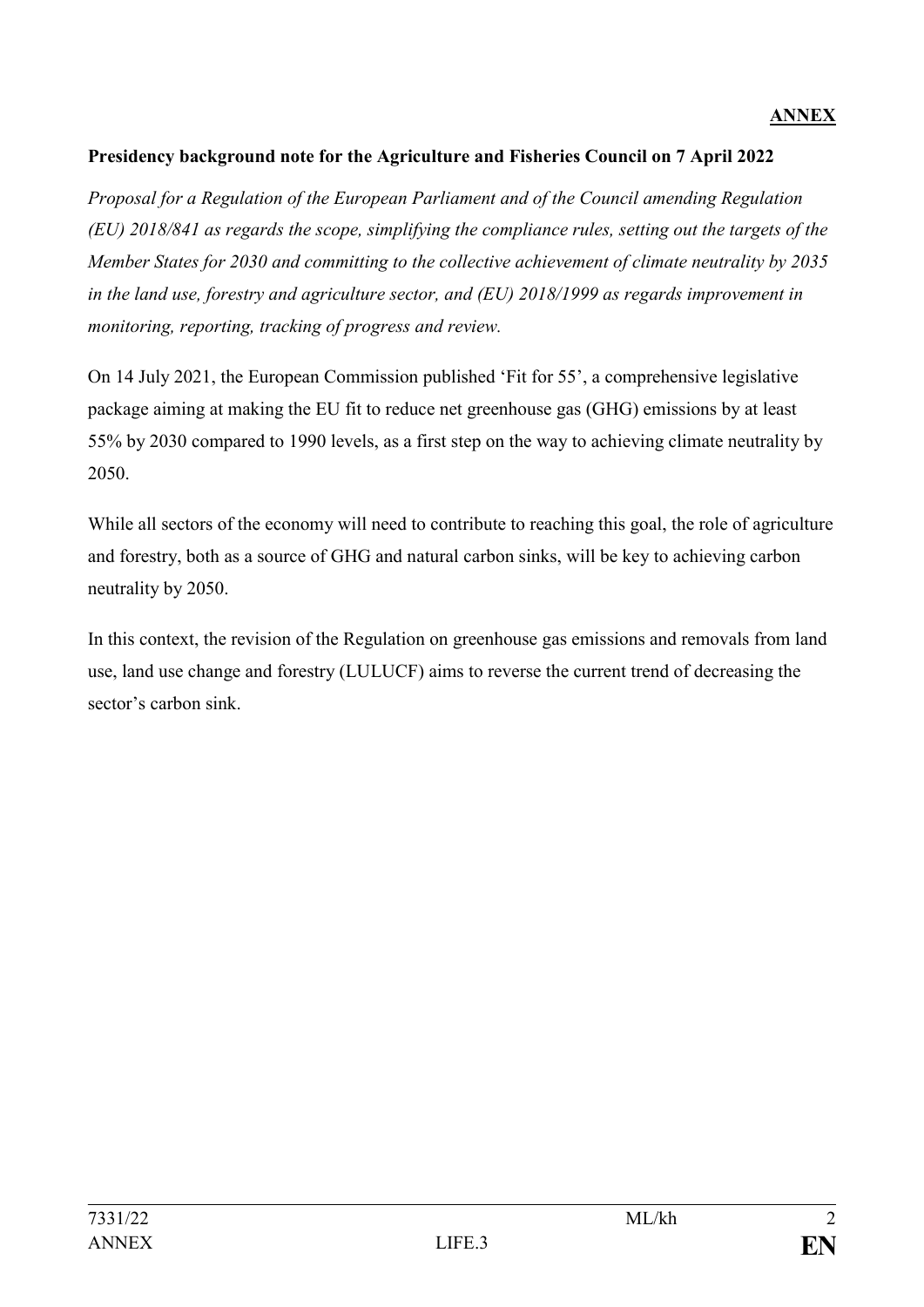**ANNEX**

**Presidency background note for the Agriculture and Fisheries Council on 7 April 2022**

*Proposal for a Regulation of the European Parliament and of the Council amending Regulation (EU) 2018/841 as regards the scope, simplifying the compliance rules, setting out the targets of the Member States for 2030 and committing to the collective achievement of climate neutrality by 2035 in the land use, forestry and agriculture sector, and (EU) 2018/1999 as regards improvement in monitoring, reporting, tracking of progress and review.*

On 14 July 2021, the European Commission published 'Fit for 55', a comprehensive legislative package aiming at making the EU fit to reduce net greenhouse gas (GHG) emissions by at least 55% by 2030 compared to 1990 levels, as a first step on the way to achieving climate neutrality by 2050.

While all sectors of the economy will need to contribute to reaching this goal, the role of agriculture and forestry, both as a source of GHG and natural carbon sinks, will be key to achieving carbon neutrality by 2050.

In this context, the revision of the Regulation on greenhouse gas emissions and removals from land use, land use change and forestry (LULUCF) aims to reverse the current trend of decreasing the sector's carbon sink.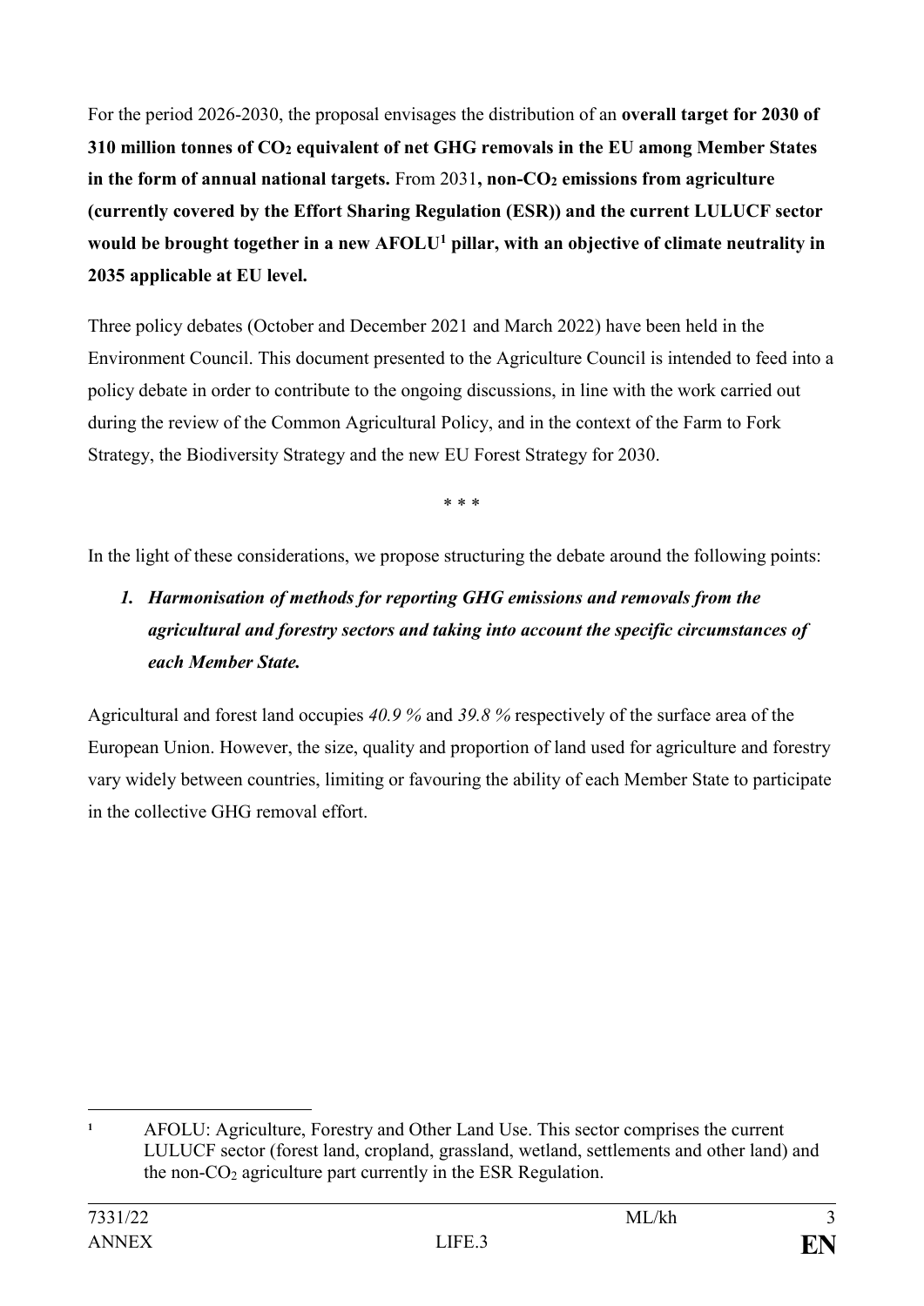For the period 2026-2030, the proposal envisages the distribution of an **overall target for 2030 of 310 million tonnes of $CO_2$ equivalent of net GHG removals in the EU among Member States in the form of annual national targets.** From 2031**, non-$CO_2$ emissions from agriculture (currently covered by the Effort Sharing Regulation (ESR)) and the current LULUCF sector would be brought together in a new AFOLU[1] pillar, with an objective of climate neutrality in 2035 applicable at EU level.**

Three policy debates (October and December 2021 and March 2022) have been held in the Environment Council. This document presented to the Agriculture Council is intended to feed into a policy debate in order to contribute to the ongoing discussions, in line with the work carried out during the review of the Common Agricultural Policy, and in the context of the Farm to Fork Strategy, the Biodiversity Strategy and the new EU Forest Strategy for 2030.

\* \* \*

In the light of these considerations, we propose structuring the debate around the following points:

1. ***Harmonisation of methods for reporting GHG emissions and removals from the agricultural and forestry sectors and taking into account the specific circumstances of each Member State.***

Agricultural and forest land occupies *40.9 %* and *39.8 %* respectively of the surface area of the European Union. However, the size, quality and proportion of land used for agriculture and forestry vary widely between countries, limiting or favouring the ability of each Member State to participate in the collective GHG removal effort.

---

[1] AFOLU: Agriculture, Forestry and Other Land Use. This sector comprises the current LULUCF sector (forest land, cropland, grassland, wetland, settlements and other land) and the non-$CO_2$ agriculture part currently in the ESR Regulation.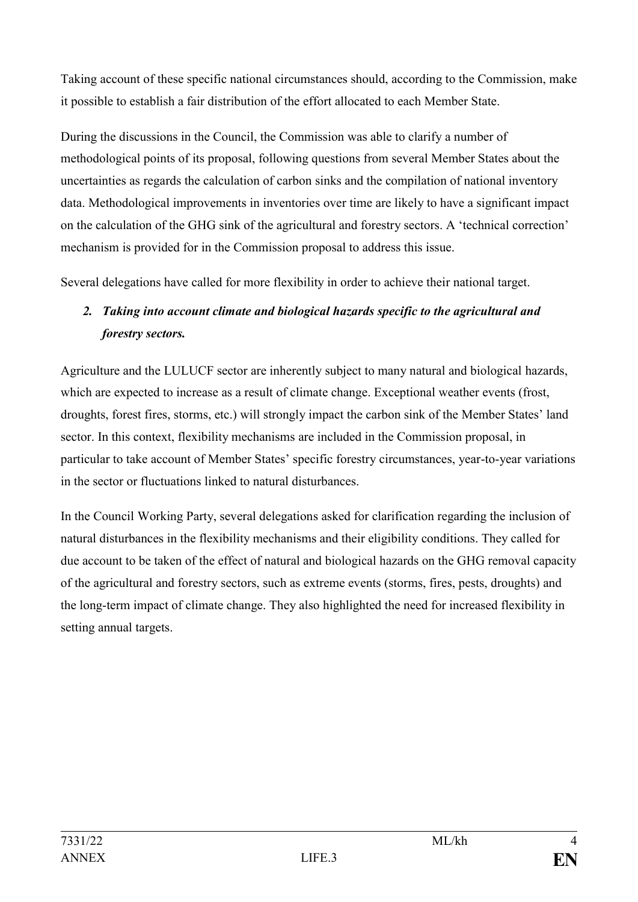Taking account of these specific national circumstances should, according to the Commission, make it possible to establish a fair distribution of the effort allocated to each Member State.

During the discussions in the Council, the Commission was able to clarify a number of methodological points of its proposal, following questions from several Member States about the uncertainties as regards the calculation of carbon sinks and the compilation of national inventory data. Methodological improvements in inventories over time are likely to have a significant impact on the calculation of the GHG sink of the agricultural and forestry sectors. A 'technical correction' mechanism is provided for in the Commission proposal to address this issue.

Several delegations have called for more flexibility in order to achieve their national target.

## 2. *Taking into account climate and biological hazards specific to the agricultural and forestry sectors.*

Agriculture and the LULUCF sector are inherently subject to many natural and biological hazards, which are expected to increase as a result of climate change. Exceptional weather events (frost, droughts, forest fires, storms, etc.) will strongly impact the carbon sink of the Member States' land sector. In this context, flexibility mechanisms are included in the Commission proposal, in particular to take account of Member States' specific forestry circumstances, year-to-year variations in the sector or fluctuations linked to natural disturbances.

In the Council Working Party, several delegations asked for clarification regarding the inclusion of natural disturbances in the flexibility mechanisms and their eligibility conditions. They called for due account to be taken of the effect of natural and biological hazards on the GHG removal capacity of the agricultural and forestry sectors, such as extreme events (storms, fires, pests, droughts) and the long-term impact of climate change. They also highlighted the need for increased flexibility in setting annual targets.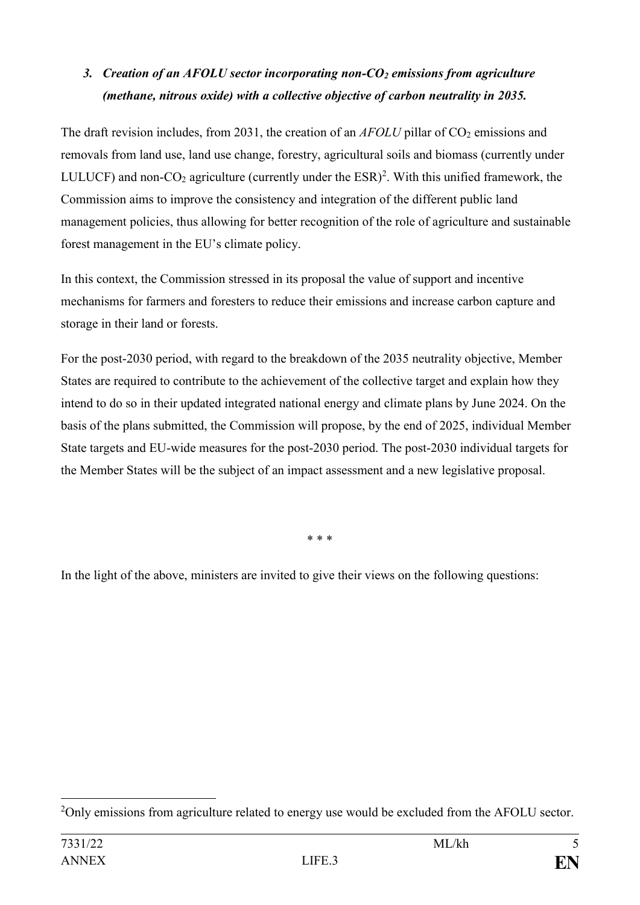### 3. *Creation of an AFOLU sector incorporating non-$CO_2$ emissions from agriculture (methane, nitrous oxide) with a collective objective of carbon neutrality in 2035.*

The draft revision includes, from 2031, the creation of an *AFOLU* pillar of $CO_2$ emissions and removals from land use, land use change, forestry, agricultural soils and biomass (currently under LULUCF) and non-$CO_2$ agriculture (currently under the ESR)[2]. With this unified framework, the Commission aims to improve the consistency and integration of the different public land management policies, thus allowing for better recognition of the role of agriculture and sustainable forest management in the EU's climate policy.

In this context, the Commission stressed in its proposal the value of support and incentive mechanisms for farmers and foresters to reduce their emissions and increase carbon capture and storage in their land or forests.

For the post-2030 period, with regard to the breakdown of the 2035 neutrality objective, Member States are required to contribute to the achievement of the collective target and explain how they intend to do so in their updated integrated national energy and climate plans by June 2024. On the basis of the plans submitted, the Commission will propose, by the end of 2025, individual Member State targets and EU-wide measures for the post-2030 period. The post-2030 individual targets for the Member States will be the subject of an impact assessment and a new legislative proposal.

\* \* \*

In the light of the above, ministers are invited to give their views on the following questions:

---

[2] Only emissions from agriculture related to energy use would be excluded from the AFOLU sector.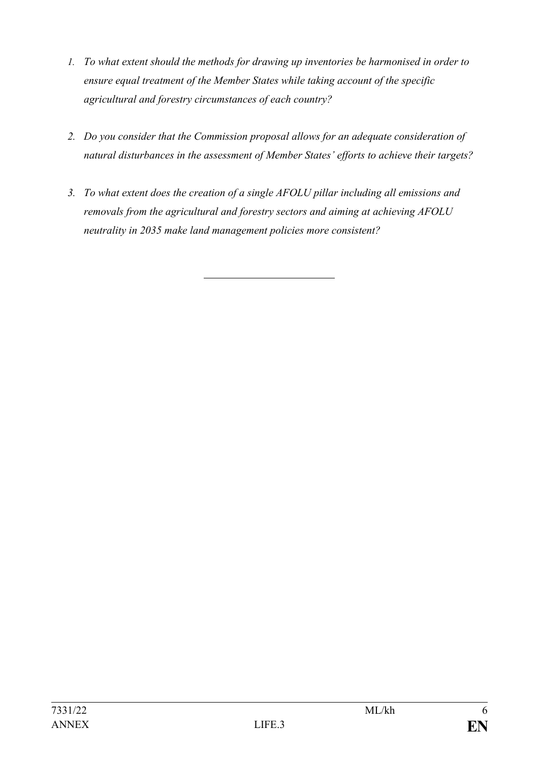1. *To what extent should the methods for drawing up inventories be harmonised in order to ensure equal treatment of the Member States while taking account of the specific agricultural and forestry circumstances of each country?*

2. *Do you consider that the Commission proposal allows for an adequate consideration of natural disturbances in the assessment of Member States' efforts to achieve their targets?*

3. *To what extent does the creation of a single AFOLU pillar including all emissions and removals from the agricultural and forestry sectors and aiming at achieving AFOLU neutrality in 2035 make land management policies more consistent?*